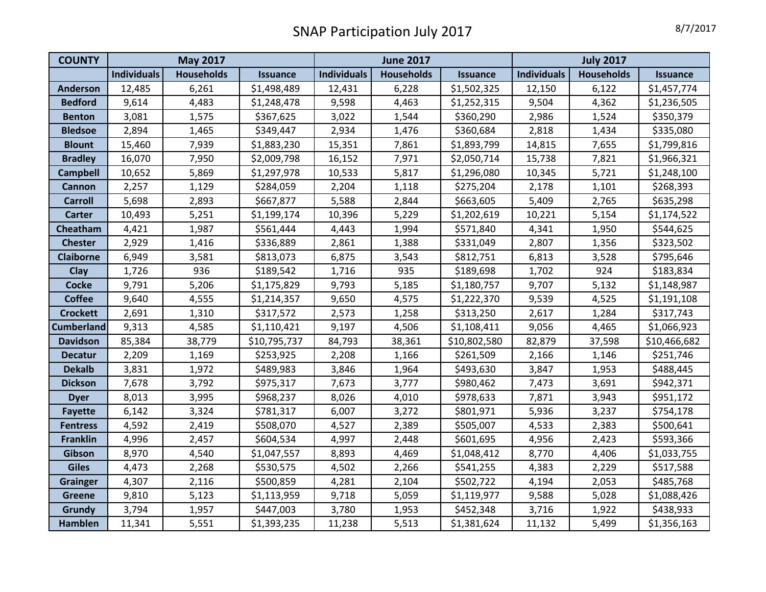# SNAP Participation July 2017

8/7/2017

| COUNTY | May 2017 | | | June 2017 | | | July 2017 | | |
|---|---|---|---|---|---|---|---|---|---|
| | Individuals | Households | Issuance | Individuals | Households | Issuance | Individuals | Households | Issuance |
| Anderson | 12,485 | 6,261 | $1,498,489 | 12,431 | 6,228 | $1,502,325 | 12,150 | 6,122 | $1,457,774 |
| Bedford | 9,614 | 4,483 | $1,248,478 | 9,598 | 4,463 | $1,252,315 | 9,504 | 4,362 | $1,236,505 |
| Benton | 3,081 | 1,575 | $367,625 | 3,022 | 1,544 | $360,290 | 2,986 | 1,524 | $350,379 |
| Bledsoe | 2,894 | 1,465 | $349,447 | 2,934 | 1,476 | $360,684 | 2,818 | 1,434 | $335,080 |
| Blount | 15,460 | 7,939 | $1,883,230 | 15,351 | 7,861 | $1,893,799 | 14,815 | 7,655 | $1,799,816 |
| Bradley | 16,070 | 7,950 | $2,009,798 | 16,152 | 7,971 | $2,050,714 | 15,738 | 7,821 | $1,966,321 |
| Campbell | 10,652 | 5,869 | $1,297,978 | 10,533 | 5,817 | $1,296,080 | 10,345 | 5,721 | $1,248,100 |
| Cannon | 2,257 | 1,129 | $284,059 | 2,204 | 1,118 | $275,204 | 2,178 | 1,101 | $268,393 |
| Carroll | 5,698 | 2,893 | $667,877 | 5,588 | 2,844 | $663,605 | 5,409 | 2,765 | $635,298 |
| Carter | 10,493 | 5,251 | $1,199,174 | 10,396 | 5,229 | $1,202,619 | 10,221 | 5,154 | $1,174,522 |
| Cheatham | 4,421 | 1,987 | $561,444 | 4,443 | 1,994 | $571,840 | 4,341 | 1,950 | $544,625 |
| Chester | 2,929 | 1,416 | $336,889 | 2,861 | 1,388 | $331,049 | 2,807 | 1,356 | $323,502 |
| Claiborne | 6,949 | 3,581 | $813,073 | 6,875 | 3,543 | $812,751 | 6,813 | 3,528 | $795,646 |
| Clay | 1,726 | 936 | $189,542 | 1,716 | 935 | $189,698 | 1,702 | 924 | $183,834 |
| Cocke | 9,791 | 5,206 | $1,175,829 | 9,793 | 5,185 | $1,180,757 | 9,707 | 5,132 | $1,148,987 |
| Coffee | 9,640 | 4,555 | $1,214,357 | 9,650 | 4,575 | $1,222,370 | 9,539 | 4,525 | $1,191,108 |
| Crockett | 2,691 | 1,310 | $317,572 | 2,573 | 1,258 | $313,250 | 2,617 | 1,284 | $317,743 |
| Cumberland | 9,313 | 4,585 | $1,110,421 | 9,197 | 4,506 | $1,108,411 | 9,056 | 4,465 | $1,066,923 |
| Davidson | 85,384 | 38,779 | $10,795,737 | 84,793 | 38,361 | $10,802,580 | 82,879 | 37,598 | $10,466,682 |
| Decatur | 2,209 | 1,169 | $253,925 | 2,208 | 1,166 | $261,509 | 2,166 | 1,146 | $251,746 |
| Dekalb | 3,831 | 1,972 | $489,983 | 3,846 | 1,964 | $493,630 | 3,847 | 1,953 | $488,445 |
| Dickson | 7,678 | 3,792 | $975,317 | 7,673 | 3,777 | $980,462 | 7,473 | 3,691 | $942,371 |
| Dyer | 8,013 | 3,995 | $968,237 | 8,026 | 4,010 | $978,633 | 7,871 | 3,943 | $951,172 |
| Fayette | 6,142 | 3,324 | $781,317 | 6,007 | 3,272 | $801,971 | 5,936 | 3,237 | $754,178 |
| Fentress | 4,592 | 2,419 | $508,070 | 4,527 | 2,389 | $505,007 | 4,533 | 2,383 | $500,641 |
| Franklin | 4,996 | 2,457 | $604,534 | 4,997 | 2,448 | $601,695 | 4,956 | 2,423 | $593,366 |
| Gibson | 8,970 | 4,540 | $1,047,557 | 8,893 | 4,469 | $1,048,412 | 8,770 | 4,406 | $1,033,755 |
| Giles | 4,473 | 2,268 | $530,575 | 4,502 | 2,266 | $541,255 | 4,383 | 2,229 | $517,588 |
| Grainger | 4,307 | 2,116 | $500,859 | 4,281 | 2,104 | $502,722 | 4,194 | 2,053 | $485,768 |
| Greene | 9,810 | 5,123 | $1,113,959 | 9,718 | 5,059 | $1,119,977 | 9,588 | 5,028 | $1,088,426 |
| Grundy | 3,794 | 1,957 | $447,003 | 3,780 | 1,953 | $452,348 | 3,716 | 1,922 | $438,933 |
| Hamblen | 11,341 | 5,551 | $1,393,235 | 11,238 | 5,513 | $1,381,624 | 11,132 | 5,499 | $1,356,163 |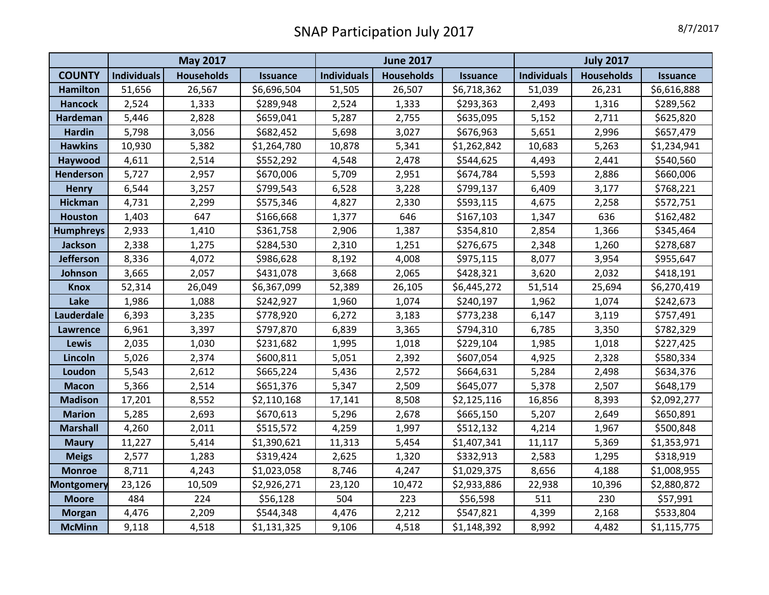# SNAP Participation July 2017

8/7/2017

| | May 2017 | | | June 2017 | | | July 2017 | | |
|---|---|---|---|---|---|---|---|---|---|
| **COUNTY** | **Individuals** | **Households** | **Issuance** | **Individuals** | **Households** | **Issuance** | **Individuals** | **Households** | **Issuance** |
| **Hamilton** | 51,656 | 26,567 | $6,696,504 | 51,505 | 26,507 | $6,718,362 | 51,039 | 26,231 | $6,616,888 |
| **Hancock** | 2,524 | 1,333 | $289,948 | 2,524 | 1,333 | $293,363 | 2,493 | 1,316 | $289,562 |
| **Hardeman** | 5,446 | 2,828 | $659,041 | 5,287 | 2,755 | $635,095 | 5,152 | 2,711 | $625,820 |
| **Hardin** | 5,798 | 3,056 | $682,452 | 5,698 | 3,027 | $676,963 | 5,651 | 2,996 | $657,479 |
| **Hawkins** | 10,930 | 5,382 | $1,264,780 | 10,878 | 5,341 | $1,262,842 | 10,683 | 5,263 | $1,234,941 |
| **Haywood** | 4,611 | 2,514 | $552,292 | 4,548 | 2,478 | $544,625 | 4,493 | 2,441 | $540,560 |
| **Henderson** | 5,727 | 2,957 | $670,006 | 5,709 | 2,951 | $674,784 | 5,593 | 2,886 | $660,006 |
| **Henry** | 6,544 | 3,257 | $799,543 | 6,528 | 3,228 | $799,137 | 6,409 | 3,177 | $768,221 |
| **Hickman** | 4,731 | 2,299 | $575,346 | 4,827 | 2,330 | $593,115 | 4,675 | 2,258 | $572,751 |
| **Houston** | 1,403 | 647 | $166,668 | 1,377 | 646 | $167,103 | 1,347 | 636 | $162,482 |
| **Humphreys** | 2,933 | 1,410 | $361,758 | 2,906 | 1,387 | $354,810 | 2,854 | 1,366 | $345,464 |
| **Jackson** | 2,338 | 1,275 | $284,530 | 2,310 | 1,251 | $276,675 | 2,348 | 1,260 | $278,687 |
| **Jefferson** | 8,336 | 4,072 | $986,628 | 8,192 | 4,008 | $975,115 | 8,077 | 3,954 | $955,647 |
| **Johnson** | 3,665 | 2,057 | $431,078 | 3,668 | 2,065 | $428,321 | 3,620 | 2,032 | $418,191 |
| **Knox** | 52,314 | 26,049 | $6,367,099 | 52,389 | 26,105 | $6,445,272 | 51,514 | 25,694 | $6,270,419 |
| **Lake** | 1,986 | 1,088 | $242,927 | 1,960 | 1,074 | $240,197 | 1,962 | 1,074 | $242,673 |
| **Lauderdale** | 6,393 | 3,235 | $778,920 | 6,272 | 3,183 | $773,238 | 6,147 | 3,119 | $757,491 |
| **Lawrence** | 6,961 | 3,397 | $797,870 | 6,839 | 3,365 | $794,310 | 6,785 | 3,350 | $782,329 |
| **Lewis** | 2,035 | 1,030 | $231,682 | 1,995 | 1,018 | $229,104 | 1,985 | 1,018 | $227,425 |
| **Lincoln** | 5,026 | 2,374 | $600,811 | 5,051 | 2,392 | $607,054 | 4,925 | 2,328 | $580,334 |
| **Loudon** | 5,543 | 2,612 | $665,224 | 5,436 | 2,572 | $664,631 | 5,284 | 2,498 | $634,376 |
| **Macon** | 5,366 | 2,514 | $651,376 | 5,347 | 2,509 | $645,077 | 5,378 | 2,507 | $648,179 |
| **Madison** | 17,201 | 8,552 | $2,110,168 | 17,141 | 8,508 | $2,125,116 | 16,856 | 8,393 | $2,092,277 |
| **Marion** | 5,285 | 2,693 | $670,613 | 5,296 | 2,678 | $665,150 | 5,207 | 2,649 | $650,891 |
| **Marshall** | 4,260 | 2,011 | $515,572 | 4,259 | 1,997 | $512,132 | 4,214 | 1,967 | $500,848 |
| **Maury** | 11,227 | 5,414 | $1,390,621 | 11,313 | 5,454 | $1,407,341 | 11,117 | 5,369 | $1,353,971 |
| **Meigs** | 2,577 | 1,283 | $319,424 | 2,625 | 1,320 | $332,913 | 2,583 | 1,295 | $318,919 |
| **Monroe** | 8,711 | 4,243 | $1,023,058 | 8,746 | 4,247 | $1,029,375 | 8,656 | 4,188 | $1,008,955 |
| **Montgomery** | 23,126 | 10,509 | $2,926,271 | 23,120 | 10,472 | $2,933,886 | 22,938 | 10,396 | $2,880,872 |
| **Moore** | 484 | 224 | $56,128 | 504 | 223 | $56,598 | 511 | 230 | $57,991 |
| **Morgan** | 4,476 | 2,209 | $544,348 | 4,476 | 2,212 | $547,821 | 4,399 | 2,168 | $533,804 |
| **McMinn** | 9,118 | 4,518 | $1,131,325 | 9,106 | 4,518 | $1,148,392 | 8,992 | 4,482 | $1,115,775 |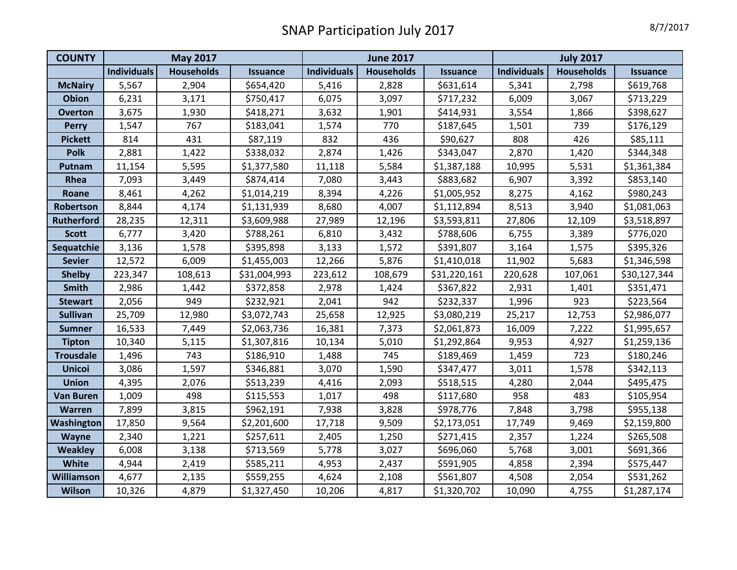# SNAP Participation July 2017

8/7/2017

| COUNTY | May 2017 | | | June 2017 | | | July 2017 | | |
|---|---|---|---|---|---|---|---|---|---|
| | Individuals | Households | Issuance | Individuals | Households | Issuance | Individuals | Households | Issuance |
| McNairy | 5,567 | 2,904 | $654,420 | 5,416 | 2,828 | $631,614 | 5,341 | 2,798 | $619,768 |
| Obion | 6,231 | 3,171 | $750,417 | 6,075 | 3,097 | $717,232 | 6,009 | 3,067 | $713,229 |
| Overton | 3,675 | 1,930 | $418,271 | 3,632 | 1,901 | $414,931 | 3,554 | 1,866 | $398,627 |
| Perry | 1,547 | 767 | $183,041 | 1,574 | 770 | $187,645 | 1,501 | 739 | $176,129 |
| Pickett | 814 | 431 | $87,119 | 832 | 436 | $90,627 | 808 | 426 | $85,111 |
| Polk | 2,881 | 1,422 | $338,032 | 2,874 | 1,426 | $343,047 | 2,870 | 1,420 | $344,348 |
| Putnam | 11,154 | 5,595 | $1,377,580 | 11,118 | 5,584 | $1,387,188 | 10,995 | 5,531 | $1,361,384 |
| Rhea | 7,093 | 3,449 | $874,414 | 7,080 | 3,443 | $883,682 | 6,907 | 3,392 | $853,140 |
| Roane | 8,461 | 4,262 | $1,014,219 | 8,394 | 4,226 | $1,005,952 | 8,275 | 4,162 | $980,243 |
| Robertson | 8,844 | 4,174 | $1,131,939 | 8,680 | 4,007 | $1,112,894 | 8,513 | 3,940 | $1,081,063 |
| Rutherford | 28,235 | 12,311 | $3,609,988 | 27,989 | 12,196 | $3,593,811 | 27,806 | 12,109 | $3,518,897 |
| Scott | 6,777 | 3,420 | $788,261 | 6,810 | 3,432 | $788,606 | 6,755 | 3,389 | $776,020 |
| Sequatchie | 3,136 | 1,578 | $395,898 | 3,133 | 1,572 | $391,807 | 3,164 | 1,575 | $395,326 |
| Sevier | 12,572 | 6,009 | $1,455,003 | 12,266 | 5,876 | $1,410,018 | 11,902 | 5,683 | $1,346,598 |
| Shelby | 223,347 | 108,613 | $31,004,993 | 223,612 | 108,679 | $31,220,161 | 220,628 | 107,061 | $30,127,344 |
| Smith | 2,986 | 1,442 | $372,858 | 2,978 | 1,424 | $367,822 | 2,931 | 1,401 | $351,471 |
| Stewart | 2,056 | 949 | $232,921 | 2,041 | 942 | $232,337 | 1,996 | 923 | $223,564 |
| Sullivan | 25,709 | 12,980 | $3,072,743 | 25,658 | 12,925 | $3,080,219 | 25,217 | 12,753 | $2,986,077 |
| Sumner | 16,533 | 7,449 | $2,063,736 | 16,381 | 7,373 | $2,061,873 | 16,009 | 7,222 | $1,995,657 |
| Tipton | 10,340 | 5,115 | $1,307,816 | 10,134 | 5,010 | $1,292,864 | 9,953 | 4,927 | $1,259,136 |
| Trousdale | 1,496 | 743 | $186,910 | 1,488 | 745 | $189,469 | 1,459 | 723 | $180,246 |
| Unicoi | 3,086 | 1,597 | $346,881 | 3,070 | 1,590 | $347,477 | 3,011 | 1,578 | $342,113 |
| Union | 4,395 | 2,076 | $513,239 | 4,416 | 2,093 | $518,515 | 4,280 | 2,044 | $495,475 |
| Van Buren | 1,009 | 498 | $115,553 | 1,017 | 498 | $117,680 | 958 | 483 | $105,954 |
| Warren | 7,899 | 3,815 | $962,191 | 7,938 | 3,828 | $978,776 | 7,848 | 3,798 | $955,138 |
| Washington | 17,850 | 9,564 | $2,201,600 | 17,718 | 9,509 | $2,173,051 | 17,749 | 9,469 | $2,159,800 |
| Wayne | 2,340 | 1,221 | $257,611 | 2,405 | 1,250 | $271,415 | 2,357 | 1,224 | $265,508 |
| Weakley | 6,008 | 3,138 | $713,569 | 5,778 | 3,027 | $696,060 | 5,768 | 3,001 | $691,366 |
| White | 4,944 | 2,419 | $585,211 | 4,953 | 2,437 | $591,905 | 4,858 | 2,394 | $575,447 |
| Williamson | 4,677 | 2,135 | $559,255 | 4,624 | 2,108 | $561,807 | 4,508 | 2,054 | $531,262 |
| Wilson | 10,326 | 4,879 | $1,327,450 | 10,206 | 4,817 | $1,320,702 | 10,090 | 4,755 | $1,287,174 |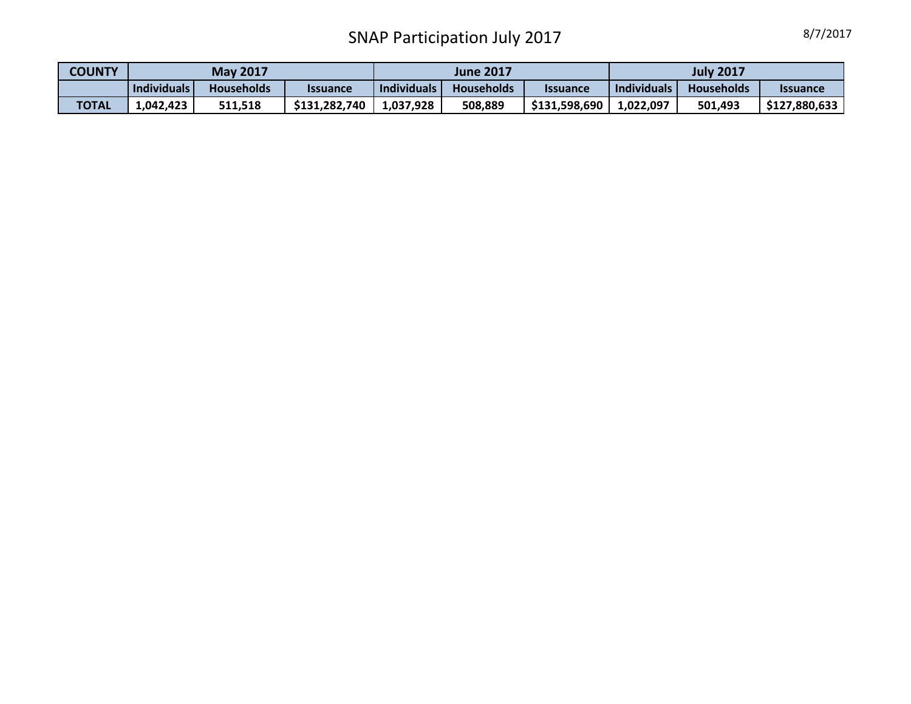# SNAP Participation July 2017

8/7/2017

| COUNTY | May 2017 | | | June 2017 | | | July 2017 | | |
|---|---|---|---|---|---|---|---|---|---|
| | Individuals | Households | Issuance | Individuals | Households | Issuance | Individuals | Households | Issuance |
| TOTAL | 1,042,423 | 511,518 | $131,282,740 | 1,037,928 | 508,889 | $131,598,690 | 1,022,097 | 501,493 | $127,880,633 |